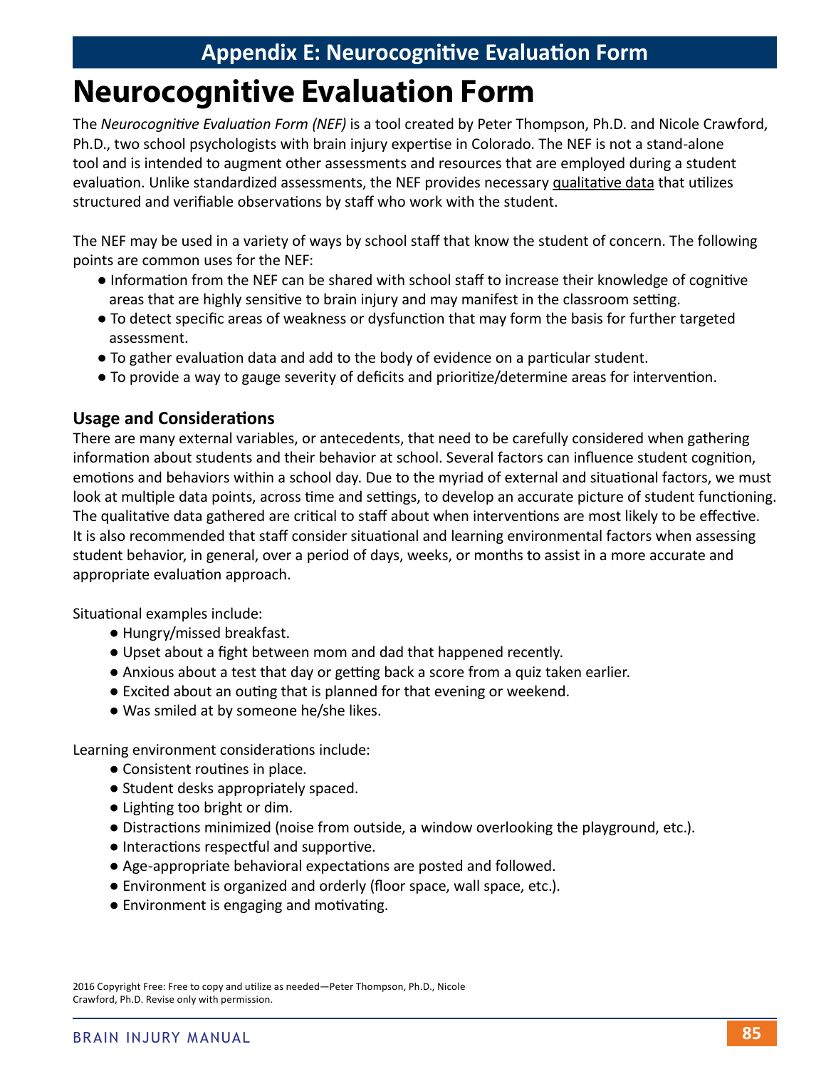# Appendix E: Neurocognitive Evaluation Form

# Neurocognitive Evaluation Form

The *Neurocognitive Evaluation Form (NEF)* is a tool created by Peter Thompson, Ph.D. and Nicole Crawford, Ph.D., two school psychologists with brain injury expertise in Colorado. The NEF is not a stand-alone tool and is intended to augment other assessments and resources that are employed during a student evaluation. Unlike standardized assessments, the NEF provides necessary qualitative data that utilizes structured and verifiable observations by staff who work with the student.

The NEF may be used in a variety of ways by school staff that know the student of concern. The following points are common uses for the NEF:

- Information from the NEF can be shared with school staff to increase their knowledge of cognitive areas that are highly sensitive to brain injury and may manifest in the classroom setting.
- To detect specific areas of weakness or dysfunction that may form the basis for further targeted assessment.
- To gather evaluation data and add to the body of evidence on a particular student.
- To provide a way to gauge severity of deficits and prioritize/determine areas for intervention.

## Usage and Considerations

There are many external variables, or antecedents, that need to be carefully considered when gathering information about students and their behavior at school. Several factors can influence student cognition, emotions and behaviors within a school day. Due to the myriad of external and situational factors, we must look at multiple data points, across time and settings, to develop an accurate picture of student functioning. The qualitative data gathered are critical to staff about when interventions are most likely to be effective. It is also recommended that staff consider situational and learning environmental factors when assessing student behavior, in general, over a period of days, weeks, or months to assist in a more accurate and appropriate evaluation approach.

Situational examples include:

- Hungry/missed breakfast.
- Upset about a fight between mom and dad that happened recently.
- Anxious about a test that day or getting back a score from a quiz taken earlier.
- Excited about an outing that is planned for that evening or weekend.
- Was smiled at by someone he/she likes.

Learning environment considerations include:

- Consistent routines in place.
- Student desks appropriately spaced.
- Lighting too bright or dim.
- Distractions minimized (noise from outside, a window overlooking the playground, etc.).
- Interactions respectful and supportive.
- Age-appropriate behavioral expectations are posted and followed.
- Environment is organized and orderly (floor space, wall space, etc.).
- Environment is engaging and motivating.

2016 Copyright Free: Free to copy and utilize as needed—Peter Thompson, Ph.D., Nicole Crawford, Ph.D. Revise only with permission.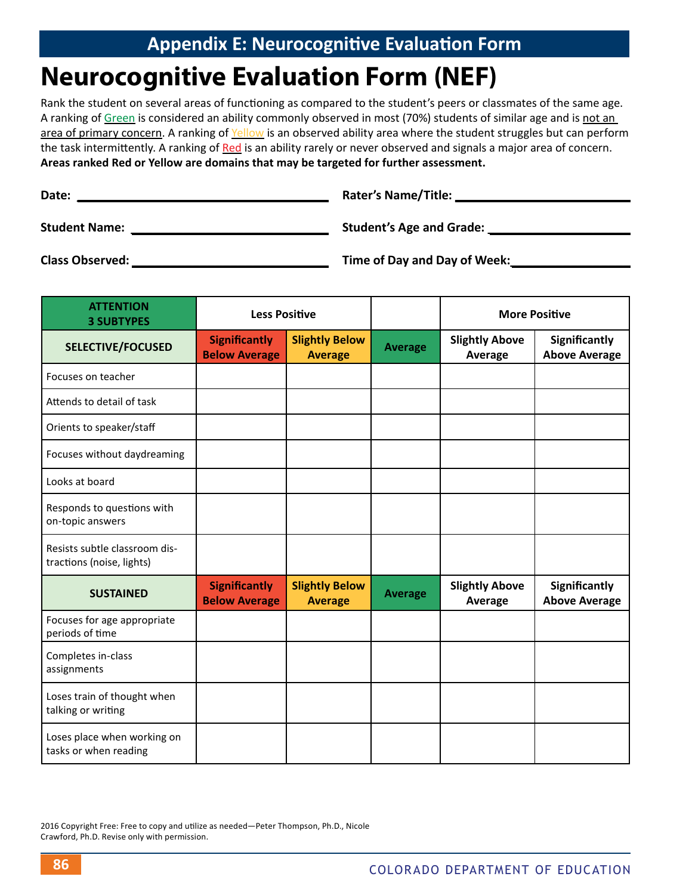## Appendix E: Neurocognitive Evaluation Form

# Neurocognitive Evaluation Form (NEF)

Rank the student on several areas of functioning as compared to the student's peers or classmates of the same age. A ranking of Green is considered an ability commonly observed in most (70%) students of similar age and is not an area of primary concern. A ranking of Yellow is an observed ability area where the student struggles but can perform the task intermittently. A ranking of Red is an ability rarely or never observed and signals a major area of concern. **Areas ranked Red or Yellow are domains that may be targeted for further assessment.**

**Date:** ______________________ **Rater's Name/Title:** ______________________

**Student Name:** ______________________ **Student's Age and Grade:** ______________________

**Class Observed:** ______________________ **Time of Day and Day of Week:** ______________________

| ATTENTION 3 SUBTYPES | Less Positive | | | More Positive | |
|---|---|---|---|---|---|
| **SELECTIVE/FOCUSED** | **Significantly Below Average** | **Slightly Below Average** | **Average** | **Slightly Above Average** | **Significantly Above Average** |
| Focuses on teacher | | | | | |
| Attends to detail of task | | | | | |
| Orients to speaker/staff | | | | | |
| Focuses without daydreaming | | | | | |
| Looks at board | | | | | |
| Responds to questions with on-topic answers | | | | | |
| Resists subtle classroom distractions (noise, lights) | | | | | |
| **SUSTAINED** | **Significantly Below Average** | **Slightly Below Average** | **Average** | **Slightly Above Average** | **Significantly Above Average** |
| Focuses for age appropriate periods of time | | | | | |
| Completes in-class assignments | | | | | |
| Loses train of thought when talking or writing | | | | | |
| Loses place when working on tasks or when reading | | | | | |

2016 Copyright Free: Free to copy and utilize as needed—Peter Thompson, Ph.D., Nicole Crawford, Ph.D. Revise only with permission.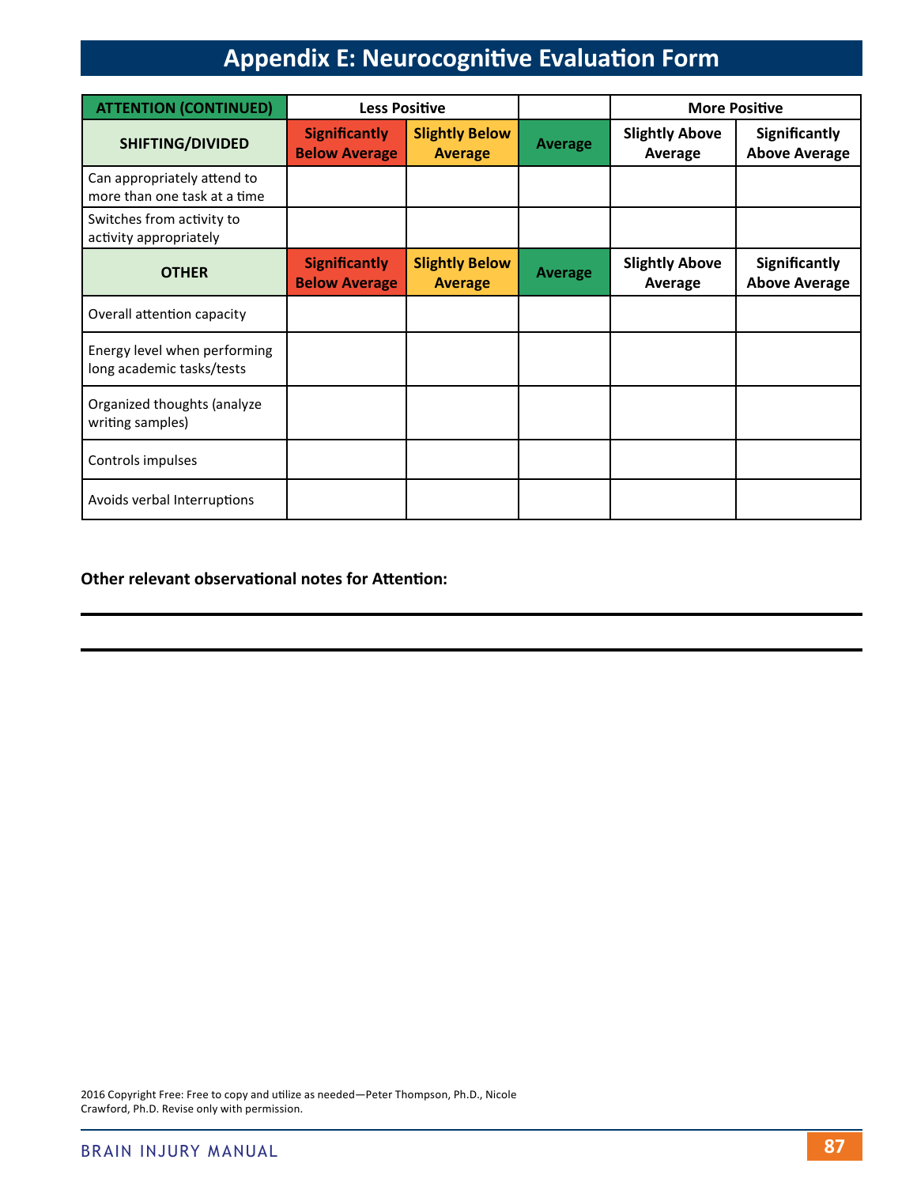# Appendix E: Neurocognitive Evaluation Form

| ATTENTION (CONTINUED) | Less Positive | | | More Positive | |
|---|---|---|---|---|---|
| **SHIFTING/DIVIDED** | **Significantly Below Average** | **Slightly Below Average** | **Average** | **Slightly Above Average** | **Significantly Above Average** |
| Can appropriately attend to more than one task at a time | | | | | |
| Switches from activity to activity appropriately | | | | | |
| **OTHER** | **Significantly Below Average** | **Slightly Below Average** | **Average** | **Slightly Above Average** | **Significantly Above Average** |
| Overall attention capacity | | | | | |
| Energy level when performing long academic tasks/tests | | | | | |
| Organized thoughts (analyze writing samples) | | | | | |
| Controls impulses | | | | | |
| Avoids verbal Interruptions | | | | | |

**Other relevant observational notes for Attention:**

---

---

2016 Copyright Free: Free to copy and utilize as needed—Peter Thompson, Ph.D., Nicole Crawford, Ph.D. Revise only with permission.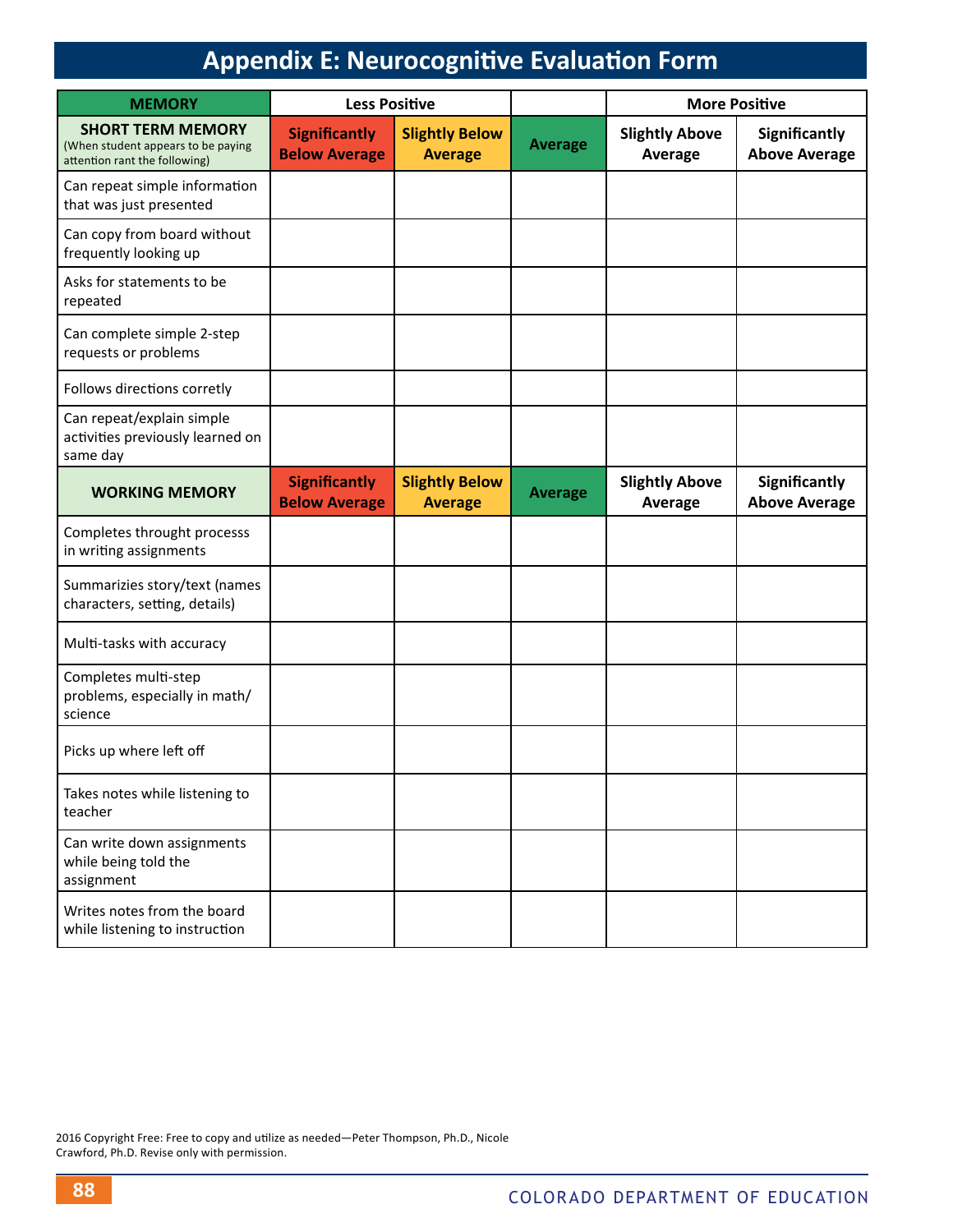# Appendix E: Neurocognitive Evaluation Form

| MEMORY | Less Positive | | | More Positive | |
|---|---|---|---|---|---|
| **SHORT TERM MEMORY** (When student appears to be paying attention rant the following) | **Significantly Below Average** | **Slightly Below Average** | **Average** | **Slightly Above Average** | **Significantly Above Average** |
| Can repeat simple information that was just presented | | | | | |
| Can copy from board without frequently looking up | | | | | |
| Asks for statements to be repeated | | | | | |
| Can complete simple 2-step requests or problems | | | | | |
| Follows directions corretly | | | | | |
| Can repeat/explain simple activities previously learned on same day | | | | | |
| **WORKING MEMORY** | **Significantly Below Average** | **Slightly Below Average** | **Average** | **Slightly Above Average** | **Significantly Above Average** |
| Completes throught processs in writing assignments | | | | | |
| Summarizies story/text (names characters, setting, details) | | | | | |
| Multi-tasks with accuracy | | | | | |
| Completes multi-step problems, especially in math/science | | | | | |
| Picks up where left off | | | | | |
| Takes notes while listening to teacher | | | | | |
| Can write down assignments while being told the assignment | | | | | |
| Writes notes from the board while listening to instruction | | | | | |

2016 Copyright Free: Free to copy and utilize as needed—Peter Thompson, Ph.D., Nicole Crawford, Ph.D. Revise only with permission.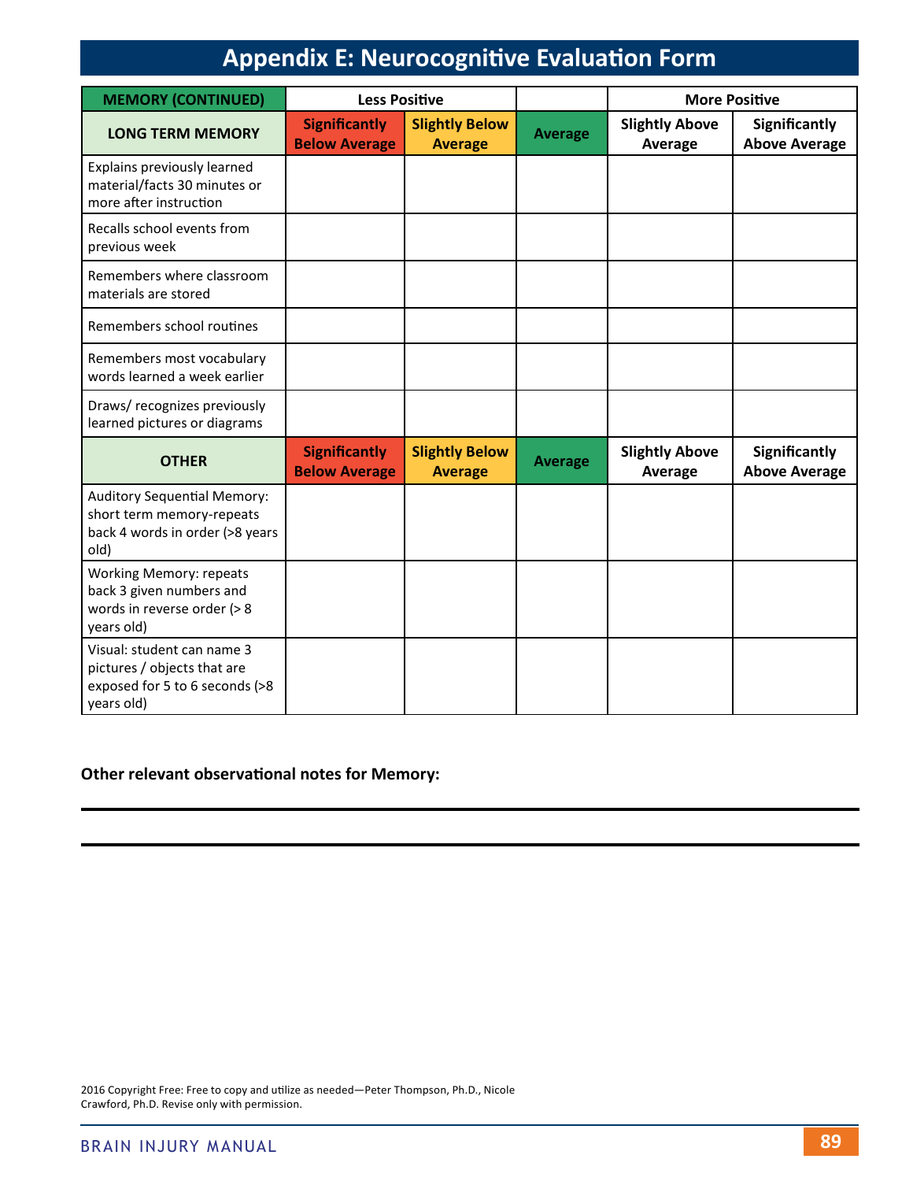# Appendix E: Neurocognitive Evaluation Form

| MEMORY (CONTINUED) | Less Positive | | | More Positive | |
|---|---|---|---|---|---|
| **LONG TERM MEMORY** | **Significantly Below Average** | **Slightly Below Average** | **Average** | **Slightly Above Average** | **Significantly Above Average** |
| Explains previously learned material/facts 30 minutes or more after instruction | | | | | |
| Recalls school events from previous week | | | | | |
| Remembers where classroom materials are stored | | | | | |
| Remembers school routines | | | | | |
| Remembers most vocabulary words learned a week earlier | | | | | |
| Draws/ recognizes previously learned pictures or diagrams | | | | | |
| **OTHER** | **Significantly Below Average** | **Slightly Below Average** | **Average** | **Slightly Above Average** | **Significantly Above Average** |
| Auditory Sequential Memory: short term memory-repeats back 4 words in order (>8 years old) | | | | | |
| Working Memory: repeats back 3 given numbers and words in reverse order (> 8 years old) | | | | | |
| Visual: student can name 3 pictures / objects that are exposed for 5 to 6 seconds (>8 years old) | | | | | |

**Other relevant observational notes for Memory:**

---

---

2016 Copyright Free: Free to copy and utilize as needed—Peter Thompson, Ph.D., Nicole Crawford, Ph.D. Revise only with permission.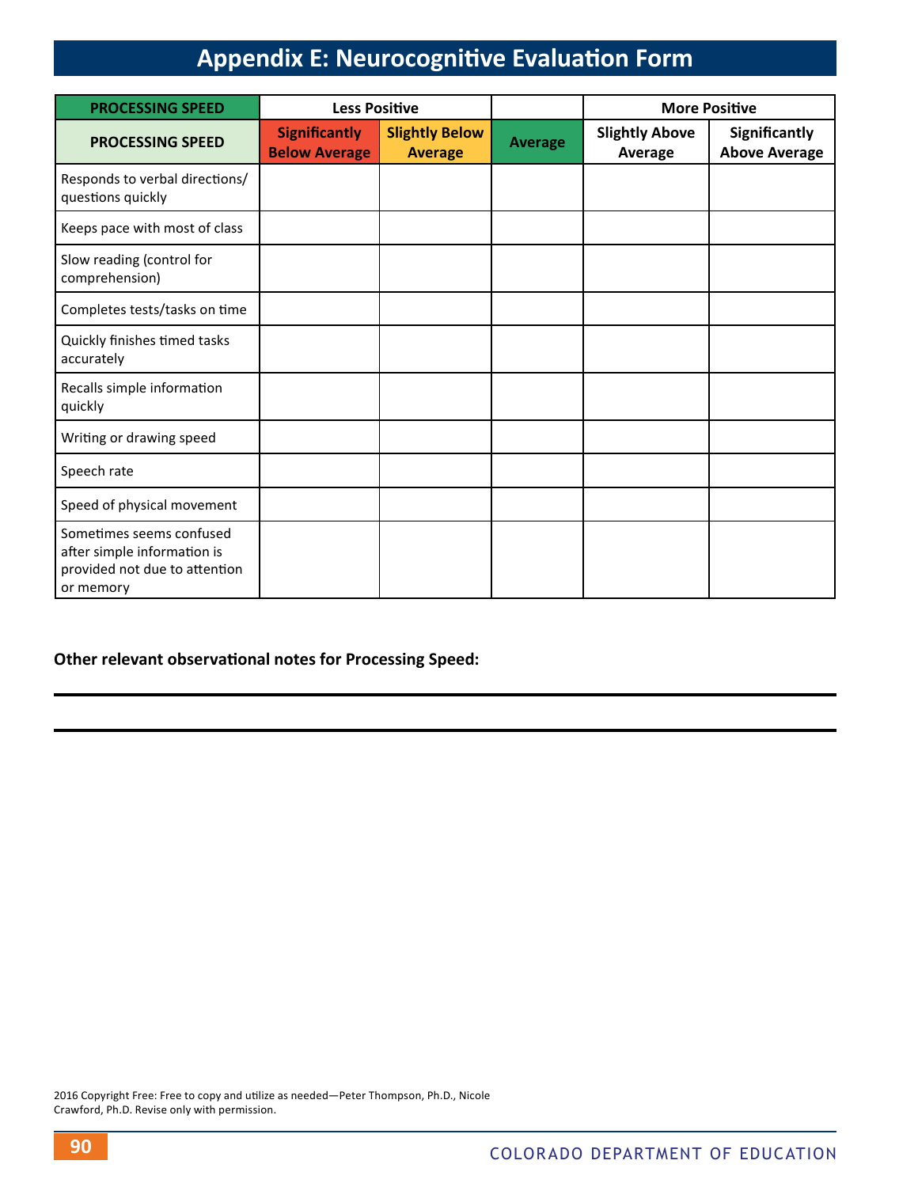# Appendix E: Neurocognitive Evaluation Form

| PROCESSING SPEED | Less Positive | | | More Positive | |
|---|---|---|---|---|---|
| **PROCESSING SPEED** | **Significantly Below Average** | **Slightly Below Average** | **Average** | **Slightly Above Average** | **Significantly Above Average** |
| Responds to verbal directions/ questions quickly | | | | | |
| Keeps pace with most of class | | | | | |
| Slow reading (control for comprehension) | | | | | |
| Completes tests/tasks on time | | | | | |
| Quickly finishes timed tasks accurately | | | | | |
| Recalls simple information quickly | | | | | |
| Writing or drawing speed | | | | | |
| Speech rate | | | | | |
| Speed of physical movement | | | | | |
| Sometimes seems confused after simple information is provided not due to attention or memory | | | | | |

**Other relevant observational notes for Processing Speed:**

---

---

2016 Copyright Free: Free to copy and utilize as needed—Peter Thompson, Ph.D., Nicole Crawford, Ph.D. Revise only with permission.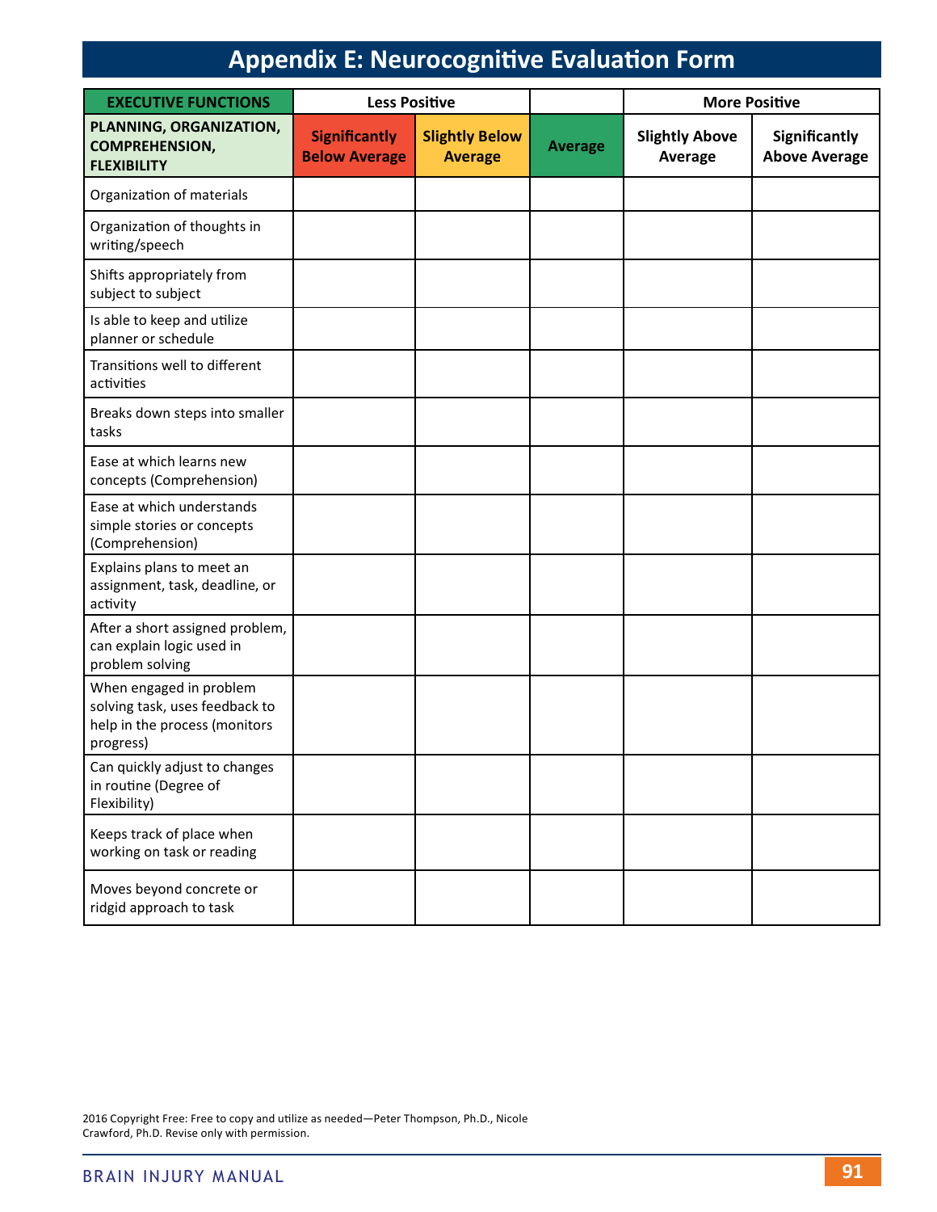# Appendix E: Neurocognitive Evaluation Form

| EXECUTIVE FUNCTIONS | Less Positive | | | More Positive | |
|---|---|---|---|---|---|
| **PLANNING, ORGANIZATION, COMPREHENSION, FLEXIBILITY** | **Significantly Below Average** | **Slightly Below Average** | **Average** | **Slightly Above Average** | **Significantly Above Average** |
| Organization of materials | | | | | |
| Organization of thoughts in writing/speech | | | | | |
| Shifts appropriately from subject to subject | | | | | |
| Is able to keep and utilize planner or schedule | | | | | |
| Transitions well to different activities | | | | | |
| Breaks down steps into smaller tasks | | | | | |
| Ease at which learns new concepts (Comprehension) | | | | | |
| Ease at which understands simple stories or concepts (Comprehension) | | | | | |
| Explains plans to meet an assignment, task, deadline, or activity | | | | | |
| After a short assigned problem, can explain logic used in problem solving | | | | | |
| When engaged in problem solving task, uses feedback to help in the process (monitors progress) | | | | | |
| Can quickly adjust to changes in routine (Degree of Flexibility) | | | | | |
| Keeps track of place when working on task or reading | | | | | |
| Moves beyond concrete or ridgid approach to task | | | | | |

2016 Copyright Free: Free to copy and utilize as needed—Peter Thompson, Ph.D., Nicole Crawford, Ph.D. Revise only with permission.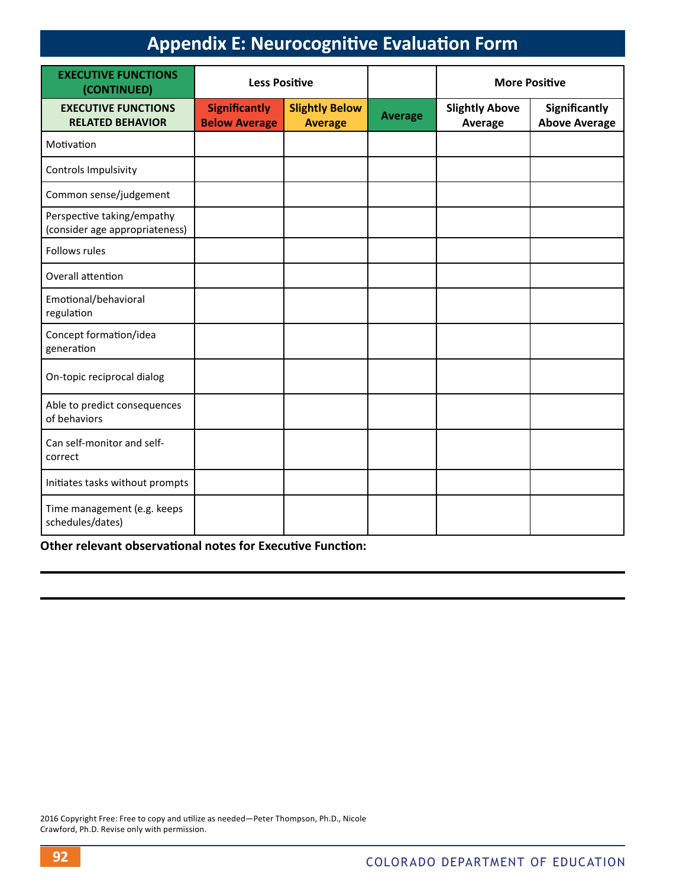# Appendix E: Neurocognitive Evaluation Form

| EXECUTIVE FUNCTIONS (CONTINUED) | Less Positive | | | More Positive | |
|---|---|---|---|---|---|
| **EXECUTIVE FUNCTIONS RELATED BEHAVIOR** | **Significantly Below Average** | **Slightly Below Average** | **Average** | **Slightly Above Average** | **Significantly Above Average** |
| Motivation | | | | | |
| Controls Impulsivity | | | | | |
| Common sense/judgement | | | | | |
| Perspective taking/empathy (consider age appropriateness) | | | | | |
| Follows rules | | | | | |
| Overall attention | | | | | |
| Emotional/behavioral regulation | | | | | |
| Concept formation/idea generation | | | | | |
| On-topic reciprocal dialog | | | | | |
| Able to predict consequences of behaviors | | | | | |
| Can self-monitor and self-correct | | | | | |
| Initiates tasks without prompts | | | | | |
| Time management (e.g. keeps schedules/dates) | | | | | |

**Other relevant observational notes for Executive Function:**

______________________________________________________________________

______________________________________________________________________

2016 Copyright Free: Free to copy and utilize as needed—Peter Thompson, Ph.D., Nicole Crawford, Ph.D. Revise only with permission.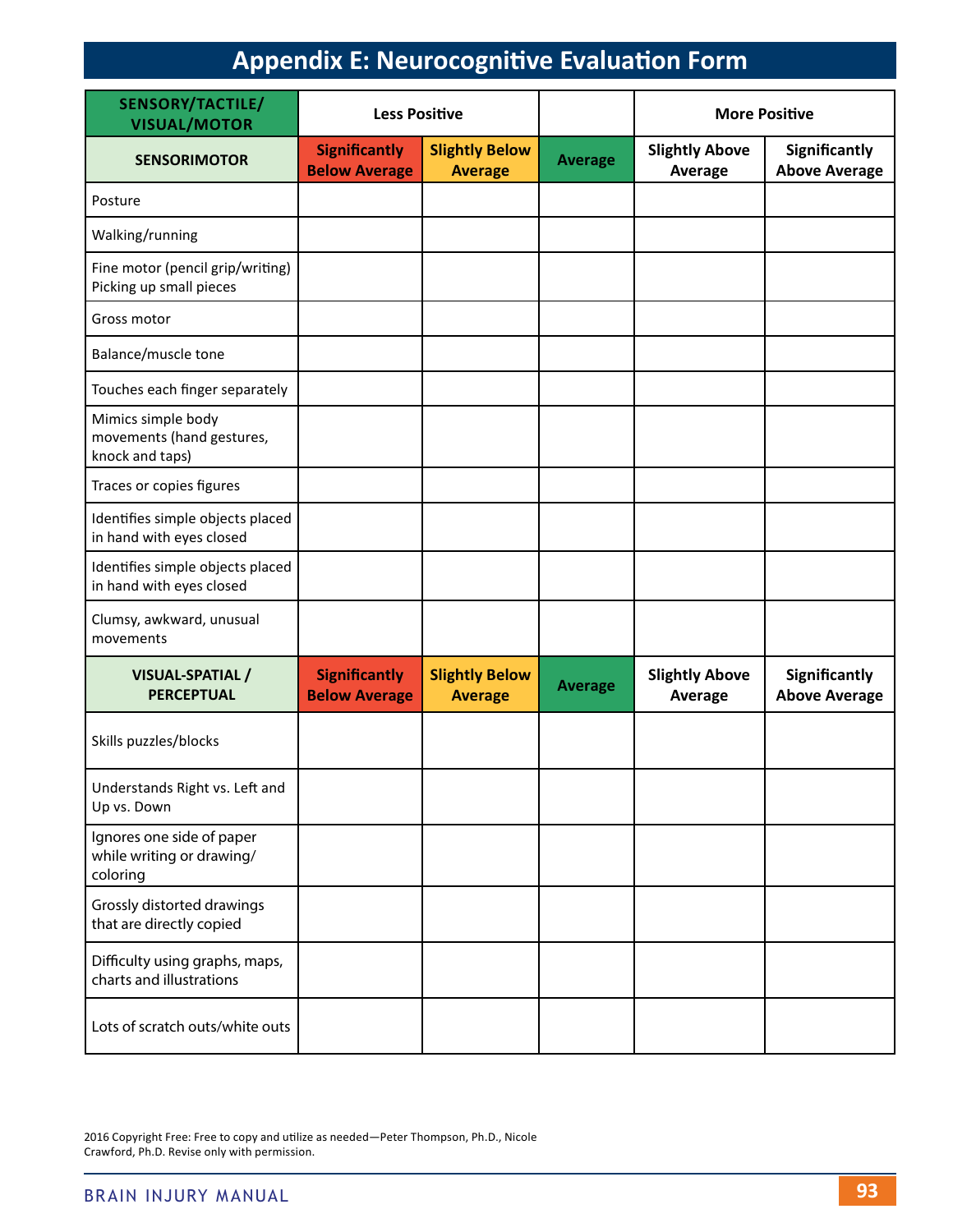# Appendix E: Neurocognitive Evaluation Form

| SENSORY/TACTILE/ VISUAL/MOTOR | Less Positive | | | More Positive | |
|---|---|---|---|---|---|
| **SENSORIMOTOR** | **Significantly Below Average** | **Slightly Below Average** | **Average** | **Slightly Above Average** | **Significantly Above Average** |
| Posture | | | | | |
| Walking/running | | | | | |
| Fine motor (pencil grip/writing) Picking up small pieces | | | | | |
| Gross motor | | | | | |
| Balance/muscle tone | | | | | |
| Touches each finger separately | | | | | |
| Mimics simple body movements (hand gestures, knock and taps) | | | | | |
| Traces or copies figures | | | | | |
| Identifies simple objects placed in hand with eyes closed | | | | | |
| Identifies simple objects placed in hand with eyes closed | | | | | |
| Clumsy, awkward, unusual movements | | | | | |
| **VISUAL-SPATIAL / PERCEPTUAL** | **Significantly Below Average** | **Slightly Below Average** | **Average** | **Slightly Above Average** | **Significantly Above Average** |
| Skills puzzles/blocks | | | | | |
| Understands Right vs. Left and Up vs. Down | | | | | |
| Ignores one side of paper while writing or drawing/ coloring | | | | | |
| Grossly distorted drawings that are directly copied | | | | | |
| Difficulty using graphs, maps, charts and illustrations | | | | | |
| Lots of scratch outs/white outs | | | | | |

2016 Copyright Free: Free to copy and utilize as needed—Peter Thompson, Ph.D., Nicole Crawford, Ph.D. Revise only with permission.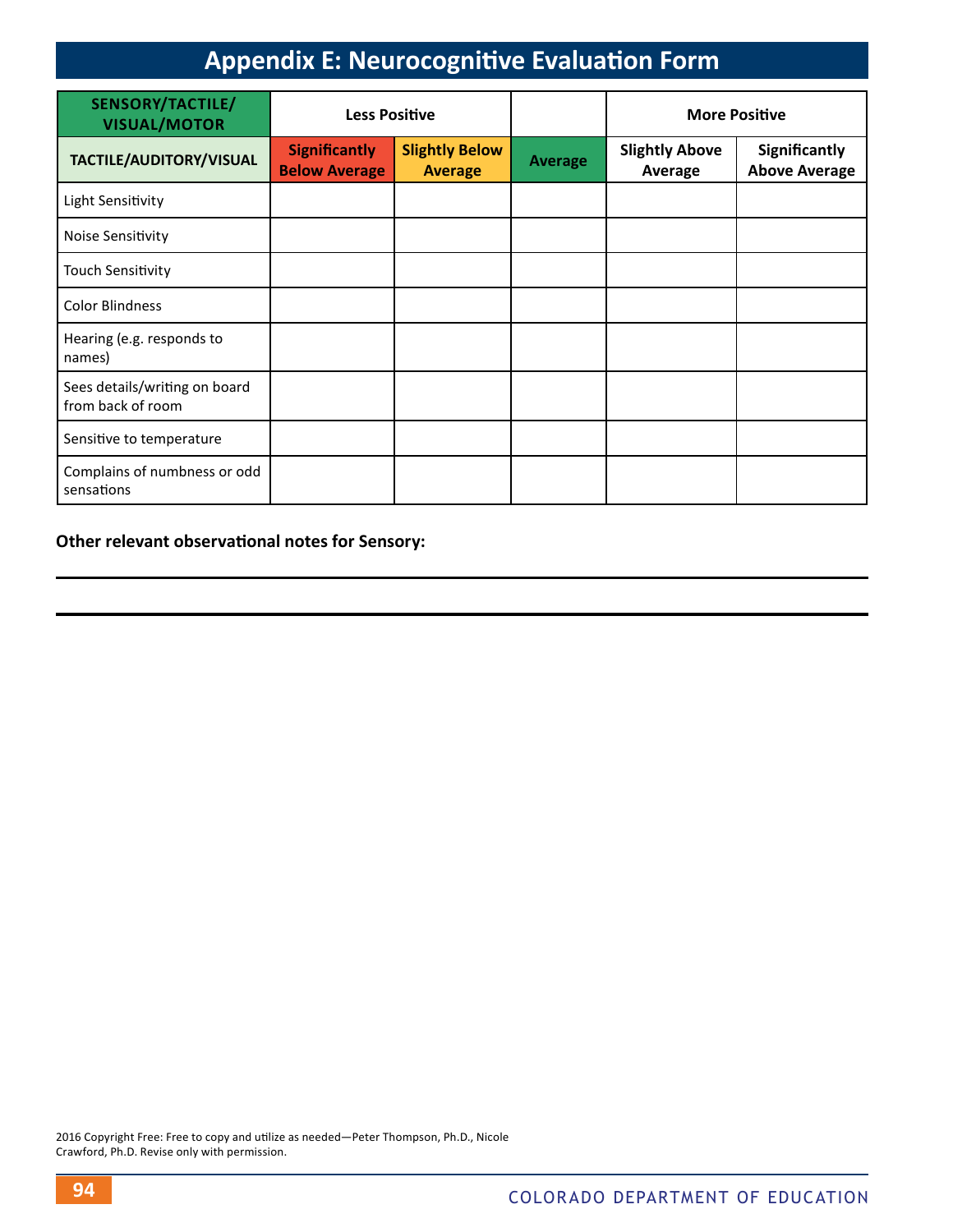# Appendix E: Neurocognitive Evaluation Form

| SENSORY/TACTILE/ VISUAL/MOTOR | Less Positive | | | More Positive | |
|---|---|---|---|---|---|
| **TACTILE/AUDITORY/VISUAL** | **Significantly Below Average** | **Slightly Below Average** | **Average** | **Slightly Above Average** | **Significantly Above Average** |
| Light Sensitivity | | | | | |
| Noise Sensitivity | | | | | |
| Touch Sensitivity | | | | | |
| Color Blindness | | | | | |
| Hearing (e.g. responds to names) | | | | | |
| Sees details/writing on board from back of room | | | | | |
| Sensitive to temperature | | | | | |
| Complains of numbness or odd sensations | | | | | |

**Other relevant observational notes for Sensory:**

---

---

2016 Copyright Free: Free to copy and utilize as needed—Peter Thompson, Ph.D., Nicole Crawford, Ph.D. Revise only with permission.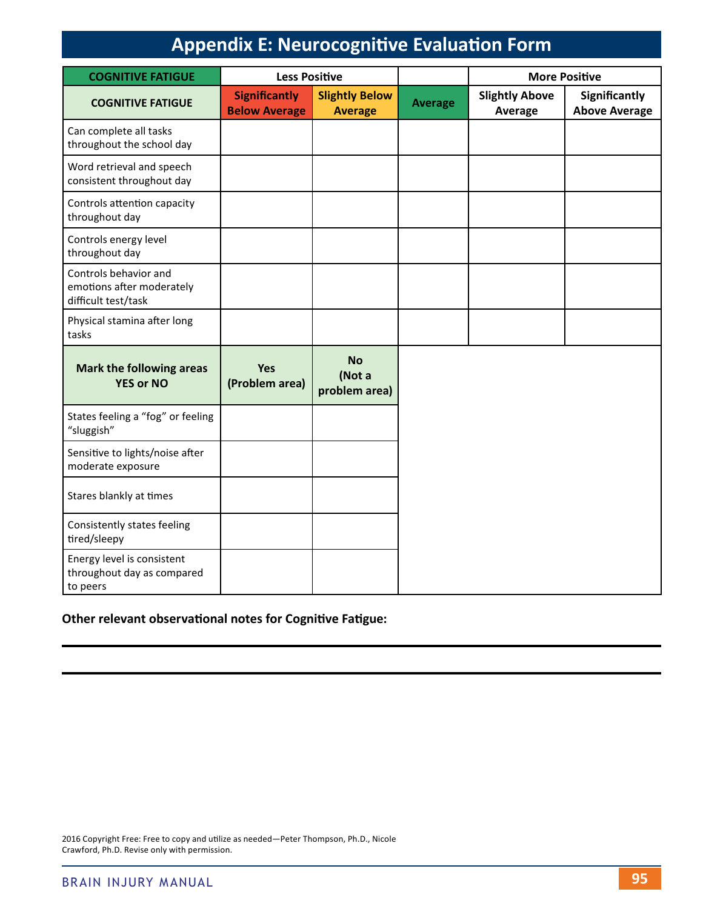# Appendix E: Neurocognitive Evaluation Form

| COGNITIVE FATIGUE | Less Positive | | | More Positive | |
|---|---|---|---|---|---|
| **COGNITIVE FATIGUE** | **Significantly Below Average** | **Slightly Below Average** | **Average** | **Slightly Above Average** | **Significantly Above Average** |
| Can complete all tasks throughout the school day | | | | | |
| Word retrieval and speech consistent throughout day | | | | | |
| Controls attention capacity throughout day | | | | | |
| Controls energy level throughout day | | | | | |
| Controls behavior and emotions after moderately difficult test/task | | | | | |
| Physical stamina after long tasks | | | | | |

| **Mark the following areas YES or NO** | **Yes (Problem area)** | **No (Not a problem area)** |
|---|---|---|
| States feeling a "fog" or feeling "sluggish" | | |
| Sensitive to lights/noise after moderate exposure | | |
| Stares blankly at times | | |
| Consistently states feeling tired/sleepy | | |
| Energy level is consistent throughout day as compared to peers | | |

**Other relevant observational notes for Cognitive Fatigue:**

---

---

2016 Copyright Free: Free to copy and utilize as needed—Peter Thompson, Ph.D., Nicole Crawford, Ph.D. Revise only with permission.